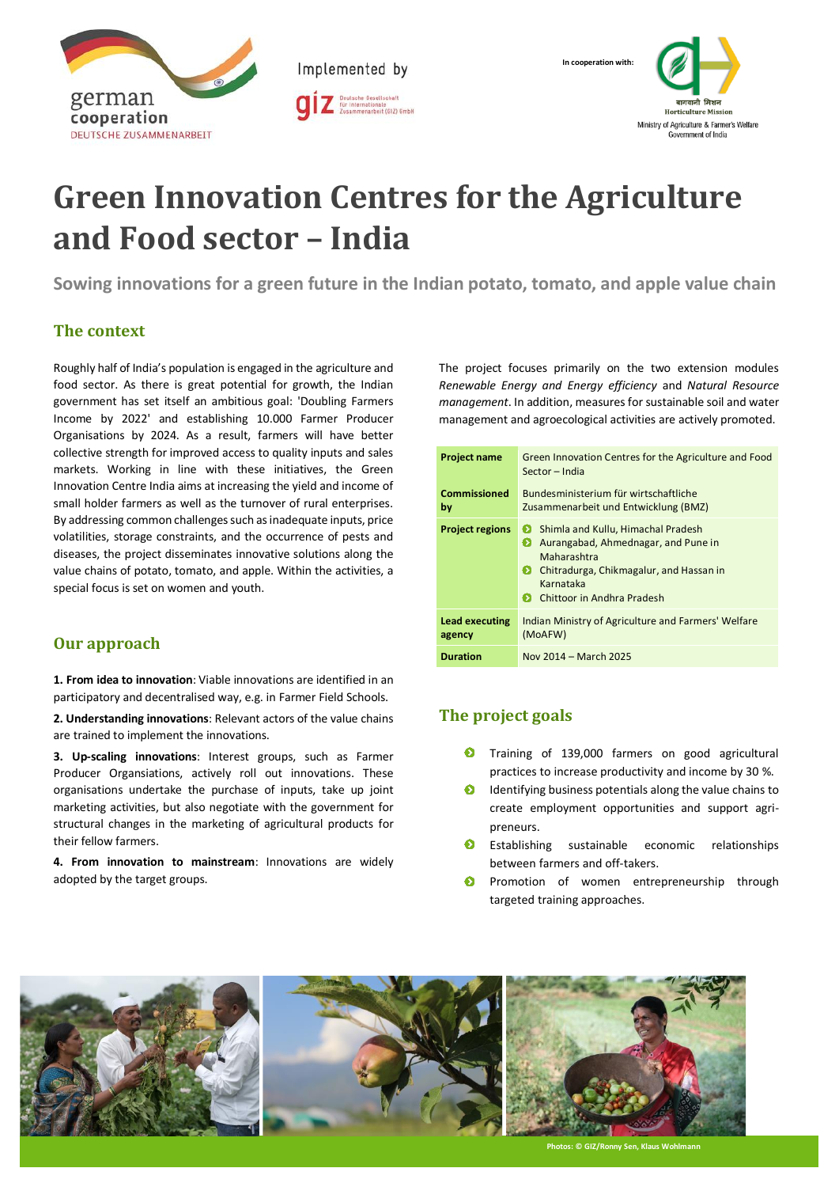german cooperation
DEUTSCHE ZUSAMMENARBEIT

Implemented by giz Deutsche Gesellschaft für Internationale Zusammenarbeit (GIZ) GmbH

In cooperation with: बागवानी मिशन Horticulture Mission, Ministry of Agriculture & Farmer's Welfare, Government of India

# Green Innovation Centres for the Agriculture and Food sector – India

**Sowing innovations for a green future in the Indian potato, tomato, and apple value chain**

## The context

Roughly half of India's population is engaged in the agriculture and food sector. As there is great potential for growth, the Indian government has set itself an ambitious goal: 'Doubling Farmers Income by 2022' and establishing 10.000 Farmer Producer Organisations by 2024. As a result, farmers will have better collective strength for improved access to quality inputs and sales markets. Working in line with these initiatives, the Green Innovation Centre India aims at increasing the yield and income of small holder farmers as well as the turnover of rural enterprises. By addressing common challenges such as inadequate inputs, price volatilities, storage constraints, and the occurrence of pests and diseases, the project disseminates innovative solutions along the value chains of potato, tomato, and apple. Within the activities, a special focus is set on women and youth.

## Our approach

**1. From idea to innovation**: Viable innovations are identified in an participatory and decentralised way, e.g. in Farmer Field Schools.

**2. Understanding innovations**: Relevant actors of the value chains are trained to implement the innovations.

**3. Up-scaling innovations**: Interest groups, such as Farmer Producer Organsiations, actively roll out innovations. These organisations undertake the purchase of inputs, take up joint marketing activities, but also negotiate with the government for structural changes in the marketing of agricultural products for their fellow farmers.

**4. From innovation to mainstream**: Innovations are widely adopted by the target groups.

The project focuses primarily on the two extension modules *Renewable Energy and Energy efficiency* and *Natural Resource management*. In addition, measures for sustainable soil and water management and agroecological activities are actively promoted.

| | |
|---|---|
| **Project name** | Green Innovation Centres for the Agriculture and Food Sector – India |
| **Commissioned by** | Bundesministerium für wirtschaftliche Zusammenarbeit und Entwicklung (BMZ) |
| **Project regions** | • Shimla and Kullu, Himachal Pradesh<br>• Aurangabad, Ahmednagar, and Pune in Maharashtra<br>• Chitradurga, Chikmagalur, and Hassan in Karnataka<br>• Chittoor in Andhra Pradesh |
| **Lead executing agency** | Indian Ministry of Agriculture and Farmers' Welfare (MoAFW) |
| **Duration** | Nov 2014 – March 2025 |

## The project goals

- Training of 139,000 farmers on good agricultural practices to increase productivity and income by 30 %.
- Identifying business potentials along the value chains to create employment opportunities and support agri-preneurs.
- Establishing sustainable economic relationships between farmers and off-takers.
- Promotion of women entrepreneurship through targeted training approaches.

Photos: © GIZ/Ronny Sen, Klaus Wohlmann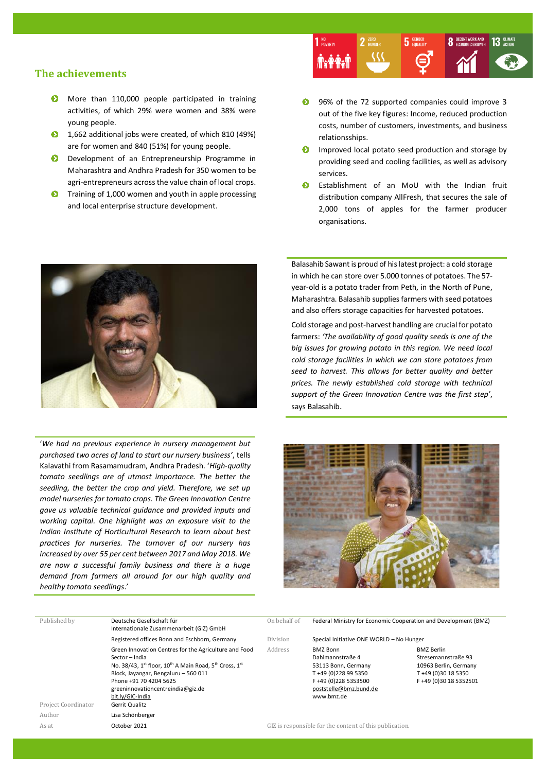## The achievements

- More than 110,000 people participated in training activities, of which 29% were women and 38% were young people.
- 1,662 additional jobs were created, of which 810 (49%) are for women and 840 (51%) for young people.
- Development of an Entrepreneurship Programme in Maharashtra and Andhra Pradesh for 350 women to be agri-entrepreneurs across the value chain of local crops.
- Training of 1,000 women and youth in apple processing and local enterprise structure development.
- 96% of the 72 supported companies could improve 3 out of the five key figures: Income, reduced production costs, number of customers, investments, and business relationsships.
- Improved local potato seed production and storage by providing seed and cooling facilities, as well as advisory services.
- Establishment of an MoU with the Indian fruit distribution company AllFresh, that secures the sale of 2,000 tons of apples for the farmer producer organisations.

Balasahib Sawant is proud of his latest project: a cold storage in which he can store over 5.000 tonnes of potatoes. The 57-year-old is a potato trader from Peth, in the North of Pune, Maharashtra. Balasahib supplies farmers with seed potatoes and also offers storage capacities for harvested potatoes.

Cold storage and post-harvest handling are crucial for potato farmers: *'The availability of good quality seeds is one of the big issues for growing potato in this region. We need local cold storage facilities in which we can store potatoes from seed to harvest. This allows for better quality and better prices. The newly established cold storage with technical support of the Green Innovation Centre was the first step'*, says Balasahib.

'*We had no previous experience in nursery management but purchased two acres of land to start our nursery business'*, tells Kalavathi from Rasamamudram, Andhra Pradesh. '*High-quality tomato seedlings are of utmost importance. The better the seedling, the better the crop and yield. Therefore, we set up model nurseries for tomato crops. The Green Innovation Centre gave us valuable technical guidance and provided inputs and working capital. One highlight was an exposure visit to the Indian Institute of Horticultural Research to learn about best practices for nurseries. The turnover of our nursery has increased by over 55 per cent between 2017 and May 2018. We are now a successful family business and there is a huge demand from farmers all around for our high quality and healthy tomato seedlings*.'

| | | | | |
|---|---|---|---|---|
| Published by | Deutsche Gesellschaft für Internationale Zusammenarbeit (GIZ) GmbH | On behalf of | Federal Ministry for Economic Cooperation and Development (BMZ) | |
| | Registered offices Bonn and Eschborn, Germany | Division | Special Initiative ONE WORLD – No Hunger | |
| | Green Innovation Centres for the Agriculture and Food Sector – India<br>No. 38/43, 1st floor, 10th A Main Road, 5th Cross, 1st Block, Jayangar, Bengaluru – 560 011<br>Phone +91 70 4204 5625<br>greeninnovationcentreindia@giz.de<br>bit.ly/GIC-India | Address | BMZ Bonn<br>Dahlmannstraße 4<br>53113 Bonn, Germany<br>T +49 (0)228 99 5350<br>F +49 (0)228 5353500<br>poststelle@bmz.bund.de<br>www.bmz.de | BMZ Berlin<br>Stresemannstraße 93<br>10963 Berlin, Germany<br>T +49 (0)30 18 5350<br>F +49 (0)30 18 5352501 |
| Project Coordinator | Gerrit Qualitz | | | |
| Author | Lisa Schönberger | | | |
| As at | October 2021 | | GIZ is responsible for the content of this publication. | |